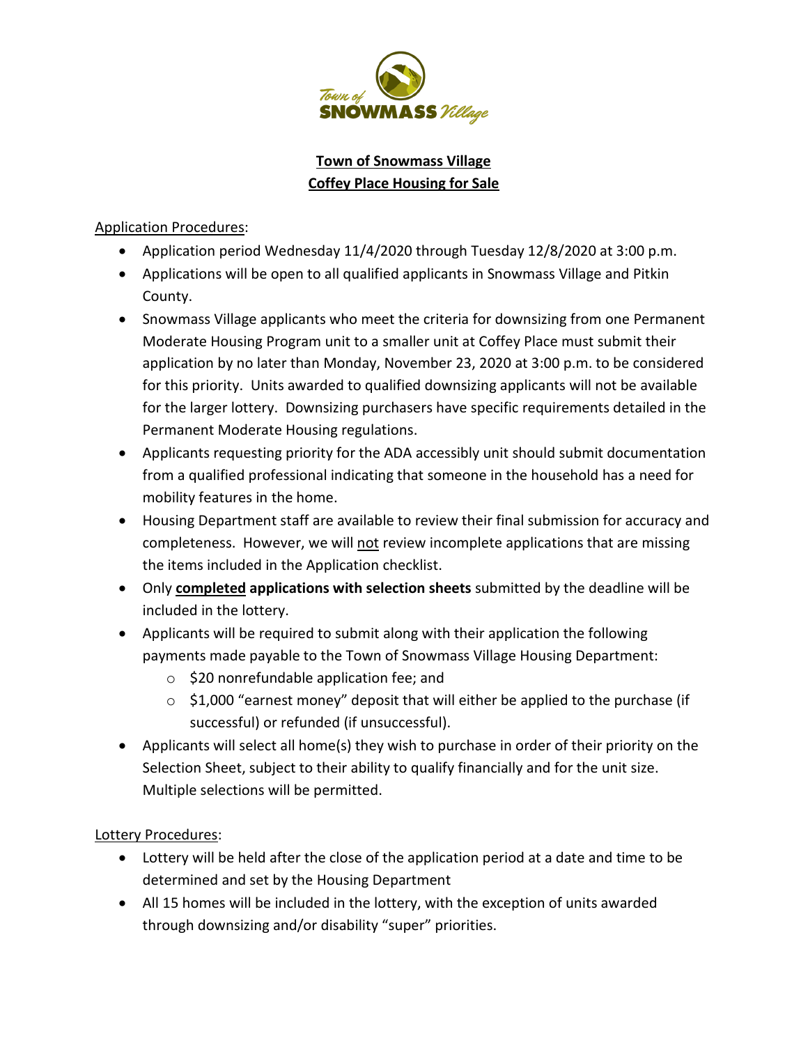# Town of Snowmass Village
## Coffey Place Housing for Sale

Application Procedures:

- Application period Wednesday 11/4/2020 through Tuesday 12/8/2020 at 3:00 p.m.
- Applications will be open to all qualified applicants in Snowmass Village and Pitkin County.
- Snowmass Village applicants who meet the criteria for downsizing from one Permanent Moderate Housing Program unit to a smaller unit at Coffey Place must submit their application by no later than Monday, November 23, 2020 at 3:00 p.m. to be considered for this priority. Units awarded to qualified downsizing applicants will not be available for the larger lottery. Downsizing purchasers have specific requirements detailed in the Permanent Moderate Housing regulations.
- Applicants requesting priority for the ADA accessibly unit should submit documentation from a qualified professional indicating that someone in the household has a need for mobility features in the home.
- Housing Department staff are available to review their final submission for accuracy and completeness. However, we will not review incomplete applications that are missing the items included in the Application checklist.
- Only **completed applications with selection sheets** submitted by the deadline will be included in the lottery.
- Applicants will be required to submit along with their application the following payments made payable to the Town of Snowmass Village Housing Department:
  - $20 nonrefundable application fee; and
  - $1,000 "earnest money" deposit that will either be applied to the purchase (if successful) or refunded (if unsuccessful).
- Applicants will select all home(s) they wish to purchase in order of their priority on the Selection Sheet, subject to their ability to qualify financially and for the unit size. Multiple selections will be permitted.

Lottery Procedures:

- Lottery will be held after the close of the application period at a date and time to be determined and set by the Housing Department
- All 15 homes will be included in the lottery, with the exception of units awarded through downsizing and/or disability "super" priorities.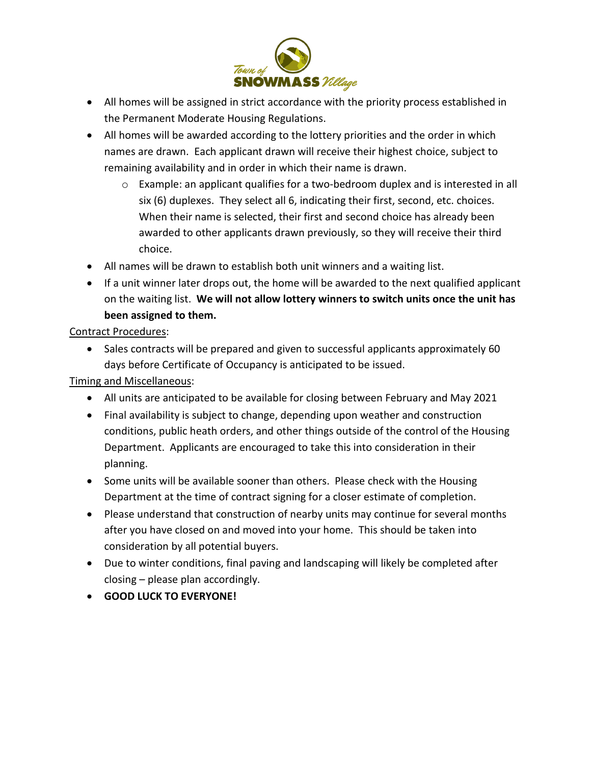- All homes will be assigned in strict accordance with the priority process established in the Permanent Moderate Housing Regulations.
- All homes will be awarded according to the lottery priorities and the order in which names are drawn. Each applicant drawn will receive their highest choice, subject to remaining availability and in order in which their name is drawn.
  - Example: an applicant qualifies for a two-bedroom duplex and is interested in all six (6) duplexes. They select all 6, indicating their first, second, etc. choices. When their name is selected, their first and second choice has already been awarded to other applicants drawn previously, so they will receive their third choice.
- All names will be drawn to establish both unit winners and a waiting list.
- If a unit winner later drops out, the home will be awarded to the next qualified applicant on the waiting list. **We will not allow lottery winners to switch units once the unit has been assigned to them.**

Contract Procedures:

- Sales contracts will be prepared and given to successful applicants approximately 60 days before Certificate of Occupancy is anticipated to be issued.

Timing and Miscellaneous:

- All units are anticipated to be available for closing between February and May 2021
- Final availability is subject to change, depending upon weather and construction conditions, public heath orders, and other things outside of the control of the Housing Department. Applicants are encouraged to take this into consideration in their planning.
- Some units will be available sooner than others. Please check with the Housing Department at the time of contract signing for a closer estimate of completion.
- Please understand that construction of nearby units may continue for several months after you have closed on and moved into your home. This should be taken into consideration by all potential buyers.
- Due to winter conditions, final paving and landscaping will likely be completed after closing – please plan accordingly.
- **GOOD LUCK TO EVERYONE!**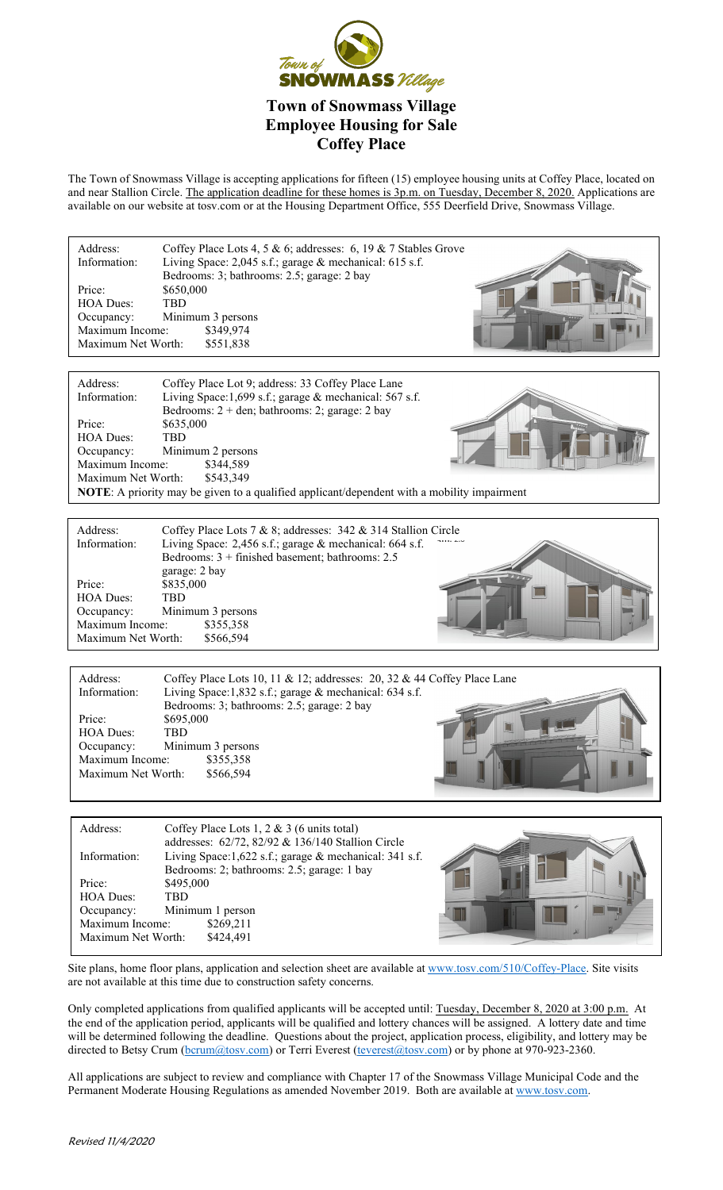# Town of Snowmass Village
# Employee Housing for Sale
# Coffey Place

The Town of Snowmass Village is accepting applications for fifteen (15) employee housing units at Coffey Place, located on and near Stallion Circle. The application deadline for these homes is 3p.m. on Tuesday, December 8, 2020. Applications are available on our website at tosv.com or at the Housing Department Office, 555 Deerfield Drive, Snowmass Village.

Address: Coffey Place Lots 4, 5 & 6; addresses: 6, 19 & 7 Stables Grove
Information: Living Space: 2,045 s.f.; garage & mechanical: 615 s.f.
Bedrooms: 3; bathrooms: 2.5; garage: 2 bay
Price: $650,000
HOA Dues: TBD
Occupancy: Minimum 3 persons
Maximum Income: $349,974
Maximum Net Worth: $551,838

Address: Coffey Place Lot 9; address: 33 Coffey Place Lane
Information: Living Space:1,699 s.f.; garage & mechanical: 567 s.f.
Bedrooms: 2 + den; bathrooms: 2; garage: 2 bay
Price: $635,000
HOA Dues: TBD
Occupancy: Minimum 2 persons
Maximum Income: $344,589
Maximum Net Worth: $543,349

**NOTE**: A priority may be given to a qualified applicant/dependent with a mobility impairment

Address: Coffey Place Lots 7 & 8; addresses: 342 & 314 Stallion Circle
Information: Living Space: 2,456 s.f.; garage & mechanical: 664 s.f.
Bedrooms: 3 + finished basement; bathrooms: 2.5
garage: 2 bay
Price: $835,000
HOA Dues: TBD
Occupancy: Minimum 3 persons
Maximum Income: $355,358
Maximum Net Worth: $566,594

Address: Coffey Place Lots 10, 11 & 12; addresses: 20, 32 & 44 Coffey Place Lane
Information: Living Space:1,832 s.f.; garage & mechanical: 634 s.f.
Bedrooms: 3; bathrooms: 2.5; garage: 2 bay
Price: $695,000
HOA Dues: TBD
Occupancy: Minimum 3 persons
Maximum Income: $355,358
Maximum Net Worth: $566,594

Address: Coffey Place Lots 1, 2 & 3 (6 units total)
addresses: 62/72, 82/92 & 136/140 Stallion Circle
Information: Living Space:1,622 s.f.; garage & mechanical: 341 s.f.
Bedrooms: 2; bathrooms: 2.5; garage: 1 bay
Price: $495,000
HOA Dues: TBD
Occupancy: Minimum 1 person
Maximum Income: $269,211
Maximum Net Worth: $424,491

Site plans, home floor plans, application and selection sheet are available at www.tosv.com/510/Coffey-Place. Site visits are not available at this time due to construction safety concerns.

Only completed applications from qualified applicants will be accepted until: Tuesday, December 8, 2020 at 3:00 p.m. At the end of the application period, applicants will be qualified and lottery chances will be assigned. A lottery date and time will be determined following the deadline. Questions about the project, application process, eligibility, and lottery may be directed to Betsy Crum (bcrum@tosv.com) or Terri Everest (teverest@tosv.com) or by phone at 970-923-2360.

All applications are subject to review and compliance with Chapter 17 of the Snowmass Village Municipal Code and the Permanent Moderate Housing Regulations as amended November 2019. Both are available at www.tosv.com.

*Revised 11/4/2020*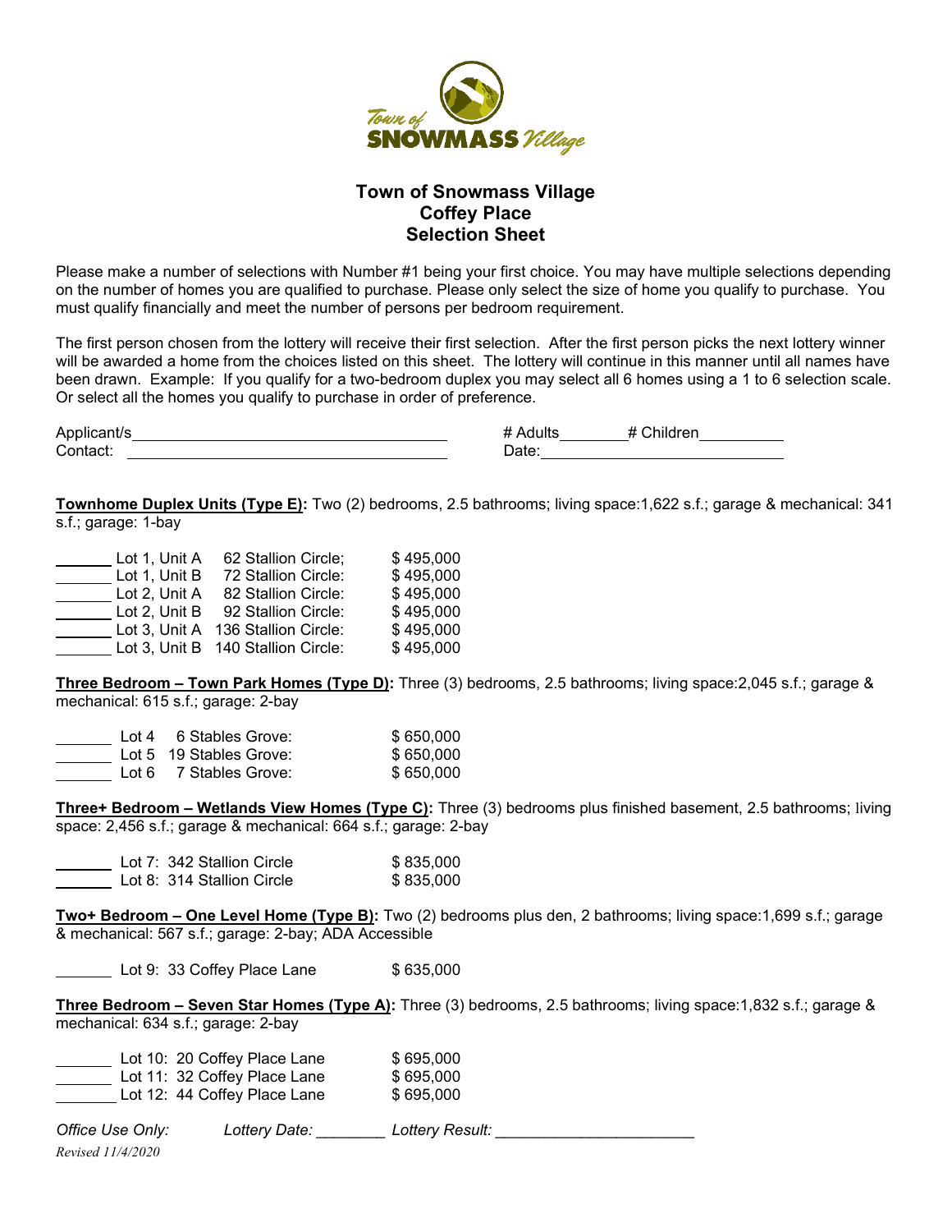# Town of Snowmass Village
## Coffey Place
## Selection Sheet

Please make a number of selections with Number #1 being your first choice. You may have multiple selections depending on the number of homes you are qualified to purchase. Please only select the size of home you qualify to purchase. You must qualify financially and meet the number of persons per bedroom requirement.

The first person chosen from the lottery will receive their first selection. After the first person picks the next lottery winner will be awarded a home from the choices listed on this sheet. The lottery will continue in this manner until all names have been drawn. Example: If you qualify for a two-bedroom duplex you may select all 6 homes using a 1 to 6 selection scale. Or select all the homes you qualify to purchase in order of preference.

Applicant/s ____________________ # Adults ________ # Children __________
Contact: ____________________ Date: ____________________

**Townhome Duplex Units (Type E):** Two (2) bedrooms, 2.5 bathrooms; living space:1,622 s.f.; garage & mechanical: 341 s.f.; garage: 1-bay

| | | | |
|---|---|---|---|
| ______ | Lot 1, Unit A | 62 Stallion Circle; | $ 495,000 |
| ______ | Lot 1, Unit B | 72 Stallion Circle: | $ 495,000 |
| ______ | Lot 2, Unit A | 82 Stallion Circle: | $ 495,000 |
| ______ | Lot 2, Unit B | 92 Stallion Circle: | $ 495,000 |
| ______ | Lot 3, Unit A | 136 Stallion Circle: | $ 495,000 |
| ______ | Lot 3, Unit B | 140 Stallion Circle: | $ 495,000 |

**Three Bedroom – Town Park Homes (Type D):** Three (3) bedrooms, 2.5 bathrooms; living space:2,045 s.f.; garage & mechanical: 615 s.f.; garage: 2-bay

| | | | |
|---|---|---|---|
| ______ | Lot 4 | 6 Stables Grove: | $ 650,000 |
| ______ | Lot 5 | 19 Stables Grove: | $ 650,000 |
| ______ | Lot 6 | 7 Stables Grove: | $ 650,000 |

**Three+ Bedroom – Wetlands View Homes (Type C):** Three (3) bedrooms plus finished basement, 2.5 bathrooms; living space: 2,456 s.f.; garage & mechanical: 664 s.f.; garage: 2-bay

| | | |
|---|---|---|
| ______ | Lot 7: 342 Stallion Circle | $ 835,000 |
| ______ | Lot 8: 314 Stallion Circle | $ 835,000 |

**Two+ Bedroom – One Level Home (Type B):** Two (2) bedrooms plus den, 2 bathrooms; living space:1,699 s.f.; garage & mechanical: 567 s.f.; garage: 2-bay; ADA Accessible

| | | |
|---|---|---|
| ______ | Lot 9: 33 Coffey Place Lane | $ 635,000 |

**Three Bedroom – Seven Star Homes (Type A):** Three (3) bedrooms, 2.5 bathrooms; living space:1,832 s.f.; garage & mechanical: 634 s.f.; garage: 2-bay

| | | |
|---|---|---|
| ______ | Lot 10: 20 Coffey Place Lane | $ 695,000 |
| ______ | Lot 11: 32 Coffey Place Lane | $ 695,000 |
| ______ | Lot 12: 44 Coffey Place Lane | $ 695,000 |

*Office Use Only:* *Lottery Date:* ________ *Lottery Result:* ______________________

*Revised 11/4/2020*